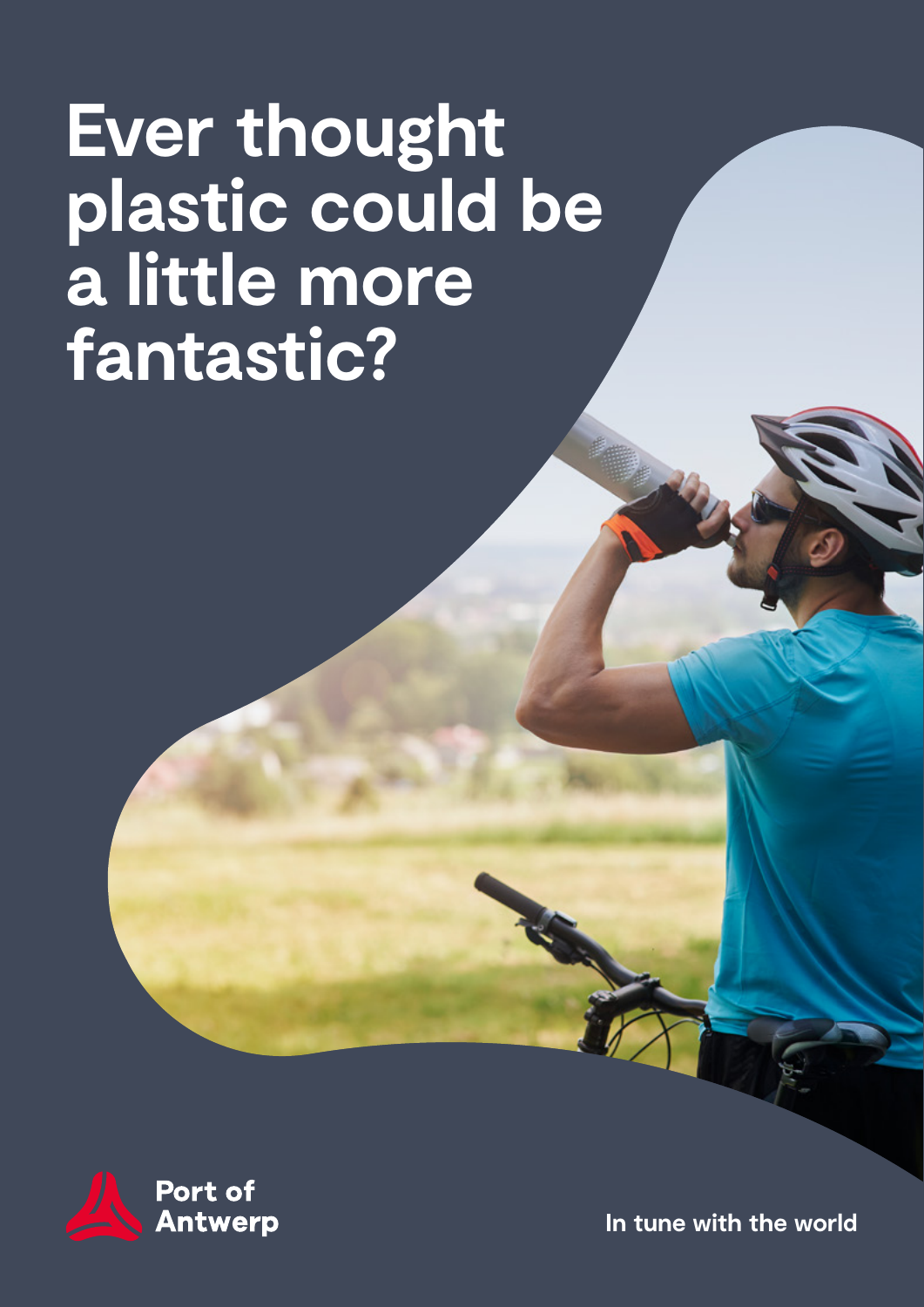# Ever thought plastic could be a little more fantastic?

Port of Antwerp

In tune with the world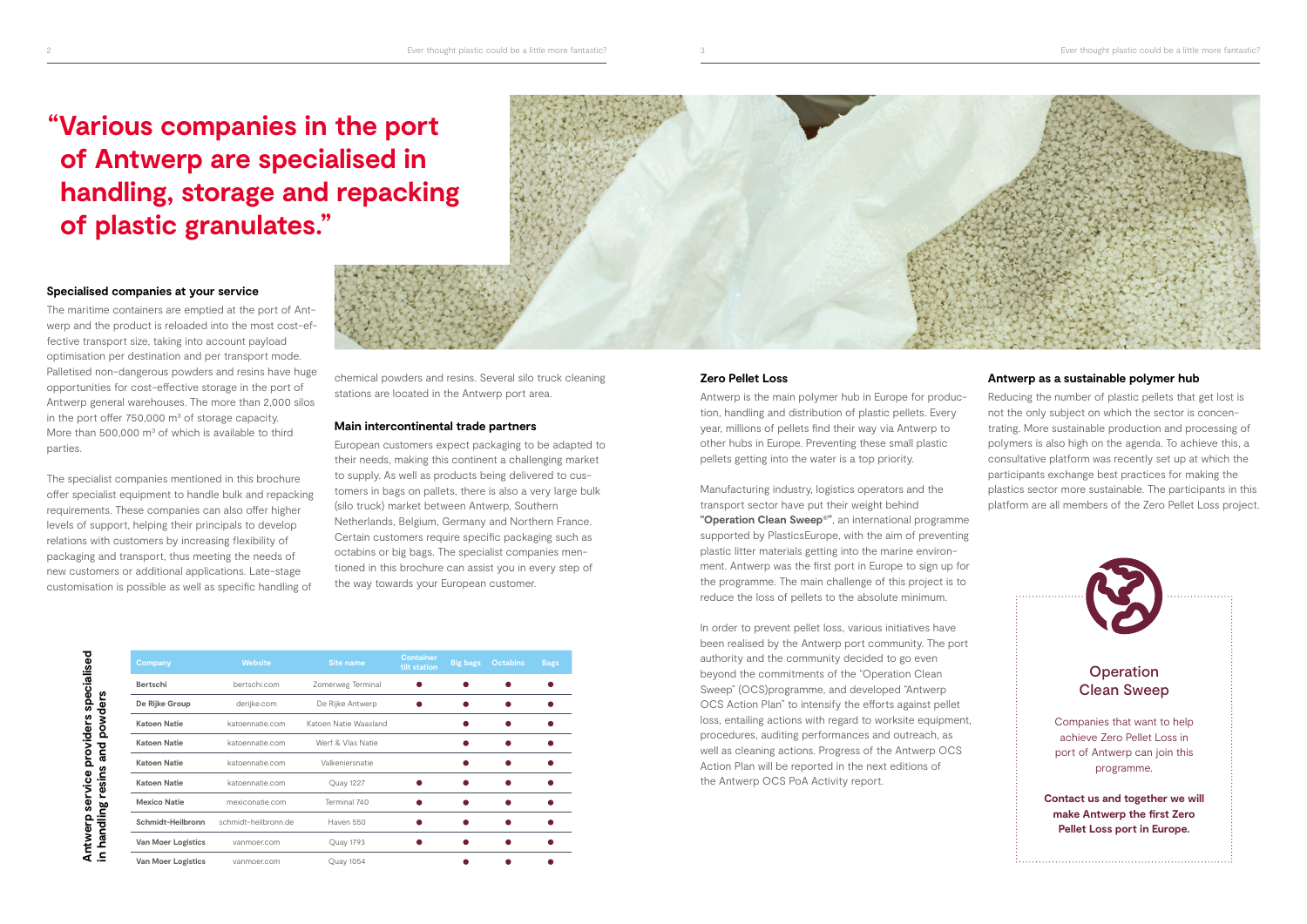# “Various companies in the port of Antwerp are specialised in handling, storage and repacking of plastic granulates.”

### Specialised companies at your service

The maritime containers are emptied at the port of Antwerp and the product is reloaded into the most cost-effective transport size, taking into account payload optimisation per destination and per transport mode. Palletised non-dangerous powders and resins have huge opportunities for cost-effective storage in the port of Antwerp general warehouses. The more than 2,000 silos in the port offer 750,000 m³ of storage capacity. More than 500,000 m³ of which is available to third parties.

The specialist companies mentioned in this brochure offer specialist equipment to handle bulk and repacking requirements. These companies can also offer higher levels of support, helping their principals to develop relations with customers by increasing flexibility of packaging and transport, thus meeting the needs of new customers or additional applications. Late-stage customisation is possible as well as specific handling of chemical powders and resins. Several silo truck cleaning stations are located in the Antwerp port area.

### Main intercontinental trade partners

European customers expect packaging to be adapted to their needs, making this continent a challenging market to supply. As well as products being delivered to customers in bags on pallets, there is also a very large bulk (silo truck) market between Antwerp, Southern Netherlands, Belgium, Germany and Northern France. Certain customers require specific packaging such as octabins or big bags. The specialist companies mentioned in this brochure can assist you in every step of the way towards your European customer.

**Antwerp service providers specialised in handling resins and powders**

| Company | Website | Site name | Container tilt station | Big bags | Octabins | Bags |
|---|---|---|---|---|---|---|
| Bertschi | bertschi.com | Zomerweg Terminal | ● | ● | ● | ● |
| De Rijke Group | derijke.com | De Rijke Antwerp | ● | ● | ● | ● |
| Katoen Natie | katoennatie.com | Katoen Natie Waasland | | ● | ● | ● |
| Katoen Natie | katoennatie.com | Werf & Vlas Natie | | ● | ● | ● |
| Katoen Natie | katoennatie.com | Valkeniersnatie | | ● | ● | ● |
| Katoen Natie | katoennatie.com | Quay 1227 | ● | ● | ● | ● |
| Mexico Natie | mexiconatie.com | Terminal 740 | ● | ● | ● | ● |
| Schmidt-Heilbronn | schmidt-heilbronn.de | Haven 550 | ● | ● | ● | ● |
| Van Moer Logistics | vanmoer.com | Quay 1793 | ● | ● | ● | ● |
| Van Moer Logistics | vanmoer.com | Quay 1054 | | ● | ● | ● |

### Zero Pellet Loss

Antwerp is the main polymer hub in Europe for production, handling and distribution of plastic pellets. Every year, millions of pellets find their way via Antwerp to other hubs in Europe. Preventing these small plastic pellets getting into the water is a top priority.

Manufacturing industry, logistics operators and the transport sector have put their weight behind **“Operation Clean Sweep®”**, an international programme supported by PlasticsEurope, with the aim of preventing plastic litter materials getting into the marine environment. Antwerp was the first port in Europe to sign up for the programme. The main challenge of this project is to reduce the loss of pellets to the absolute minimum.

In order to prevent pellet loss, various initiatives have been realised by the Antwerp port community. The port authority and the community decided to go even beyond the commitments of the “Operation Clean Sweep” (OCS)programme, and developed “Antwerp OCS Action Plan” to intensify the efforts against pellet loss, entailing actions with regard to worksite equipment, procedures, auditing performances and outreach, as well as cleaning actions. Progress of the Antwerp OCS Action Plan will be reported in the next editions of the Antwerp OCS PoA Activity report.

### Antwerp as a sustainable polymer hub

Reducing the number of plastic pellets that get lost is not the only subject on which the sector is concentrating. More sustainable production and processing of polymers is also high on the agenda. To achieve this, a consultative platform was recently set up at which the participants exchange best practices for making the plastics sector more sustainable. The participants in this platform are all members of the Zero Pellet Loss project.

### Operation Clean Sweep

Companies that want to help achieve Zero Pellet Loss in port of Antwerp can join this programme.

**Contact us and together we will make Antwerp the first Zero Pellet Loss port in Europe.**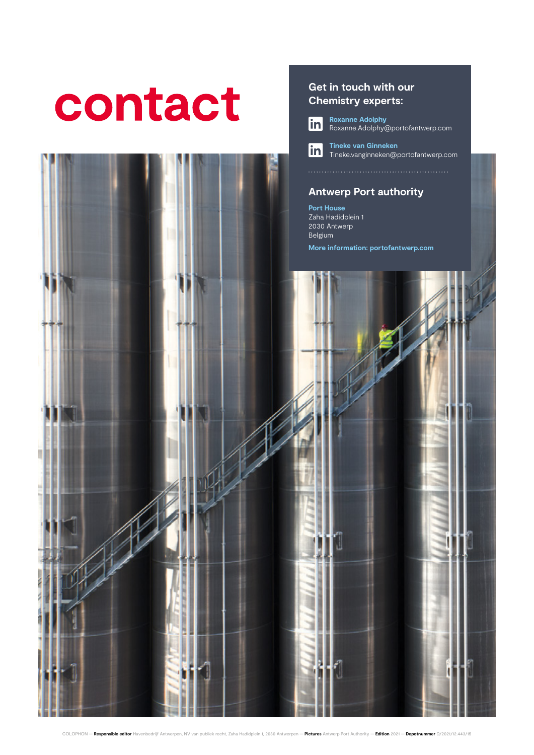# contact

## Get in touch with our Chemistry experts:

**Roxanne Adolphy**
Roxanne.Adolphy@portofantwerp.com

**Tineke van Ginneken**
Tineke.vanginneken@portofantwerp.com

## Antwerp Port authority

**Port House**
Zaha Hadidplein 1
2030 Antwerp
Belgium

**More information: portofantwerp.com**

COLOPHON — **Responsible editor** Havenbedrijf Antwerpen, NV van publiek recht, Zaha Hadidplein 1, 2030 Antwerpen — **Pictures** Antwerp Port Authority — **Edition** 2021 — **Depotnummer** D/2021/12.443/15